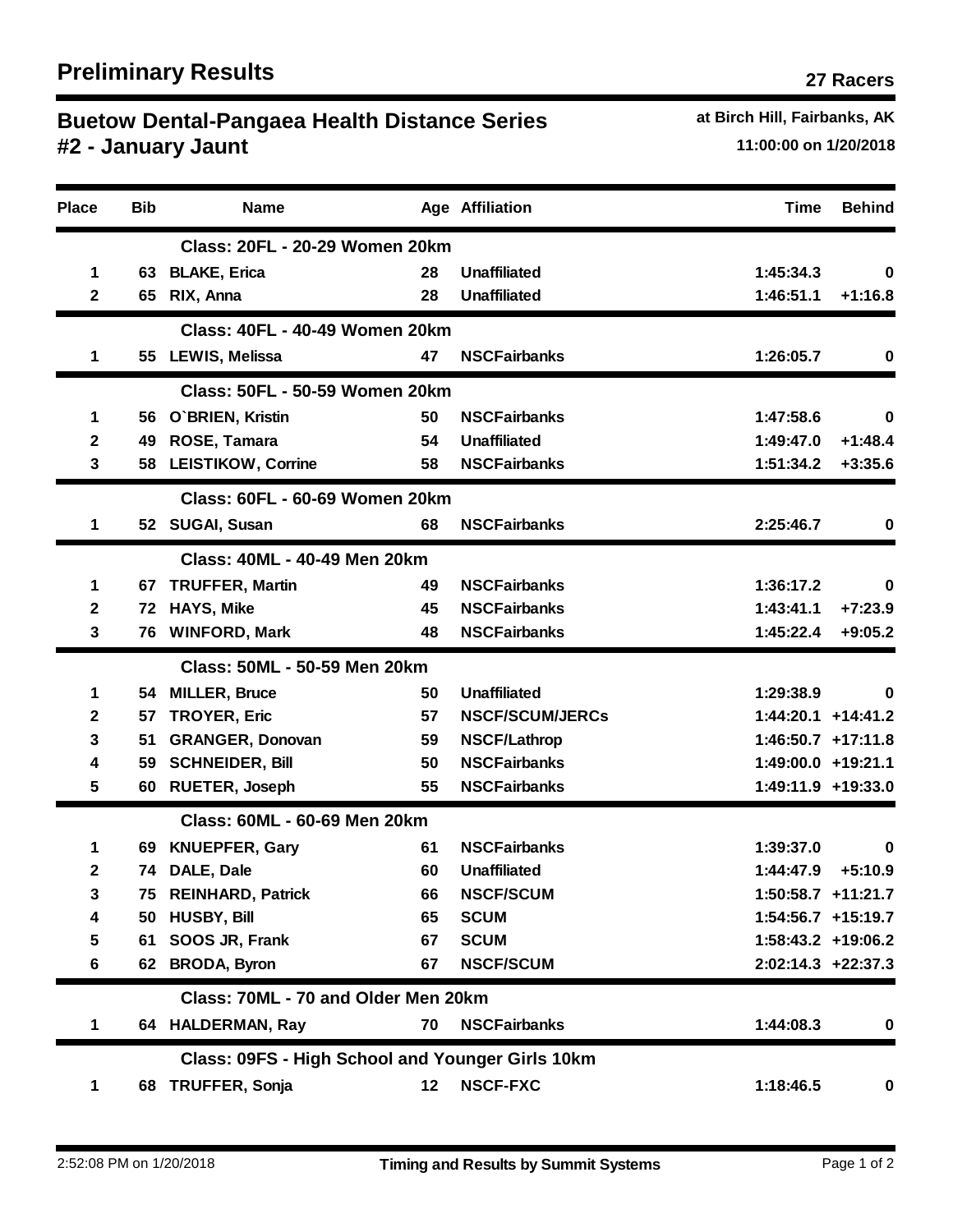# Preliminary Results

**27 Racers**

## Buetow Dental-Pangaea Health Distance Series #2 - January Jaunt

**at Birch Hill, Fairbanks, AK**

**11:00:00 on 1/20/2018**

| Place | Bib | Name | Age | Affiliation | Time | Behind |
|---|---|---|---|---|---|---|
| | | **Class: 20FL - 20-29 Women 20km** | | | | |
| 1 | 63 | BLAKE, Erica | 28 | Unaffiliated | 1:45:34.3 | 0 |
| 2 | 65 | RIX, Anna | 28 | Unaffiliated | 1:46:51.1 | +1:16.8 |
| | | **Class: 40FL - 40-49 Women 20km** | | | | |
| 1 | 55 | LEWIS, Melissa | 47 | NSCFairbanks | 1:26:05.7 | 0 |
| | | **Class: 50FL - 50-59 Women 20km** | | | | |
| 1 | 56 | O`BRIEN, Kristin | 50 | NSCFairbanks | 1:47:58.6 | 0 |
| 2 | 49 | ROSE, Tamara | 54 | Unaffiliated | 1:49:47.0 | +1:48.4 |
| 3 | 58 | LEISTIKOW, Corrine | 58 | NSCFairbanks | 1:51:34.2 | +3:35.6 |
| | | **Class: 60FL - 60-69 Women 20km** | | | | |
| 1 | 52 | SUGAI, Susan | 68 | NSCFairbanks | 2:25:46.7 | 0 |
| | | **Class: 40ML - 40-49 Men 20km** | | | | |
| 1 | 67 | TRUFFER, Martin | 49 | NSCFairbanks | 1:36:17.2 | 0 |
| 2 | 72 | HAYS, Mike | 45 | NSCFairbanks | 1:43:41.1 | +7:23.9 |
| 3 | 76 | WINFORD, Mark | 48 | NSCFairbanks | 1:45:22.4 | +9:05.2 |
| | | **Class: 50ML - 50-59 Men 20km** | | | | |
| 1 | 54 | MILLER, Bruce | 50 | Unaffiliated | 1:29:38.9 | 0 |
| 2 | 57 | TROYER, Eric | 57 | NSCF/SCUM/JERCs | 1:44:20.1 | +14:41.2 |
| 3 | 51 | GRANGER, Donovan | 59 | NSCF/Lathrop | 1:46:50.7 | +17:11.8 |
| 4 | 59 | SCHNEIDER, Bill | 50 | NSCFairbanks | 1:49:00.0 | +19:21.1 |
| 5 | 60 | RUETER, Joseph | 55 | NSCFairbanks | 1:49:11.9 | +19:33.0 |
| | | **Class: 60ML - 60-69 Men 20km** | | | | |
| 1 | 69 | KNUEPFER, Gary | 61 | NSCFairbanks | 1:39:37.0 | 0 |
| 2 | 74 | DALE, Dale | 60 | Unaffiliated | 1:44:47.9 | +5:10.9 |
| 3 | 75 | REINHARD, Patrick | 66 | NSCF/SCUM | 1:50:58.7 | +11:21.7 |
| 4 | 50 | HUSBY, Bill | 65 | SCUM | 1:54:56.7 | +15:19.7 |
| 5 | 61 | SOOS JR, Frank | 67 | SCUM | 1:58:43.2 | +19:06.2 |
| 6 | 62 | BRODA, Byron | 67 | NSCF/SCUM | 2:02:14.3 | +22:37.3 |
| | | **Class: 70ML - 70 and Older Men 20km** | | | | |
| 1 | 64 | HALDERMAN, Ray | 70 | NSCFairbanks | 1:44:08.3 | 0 |
| | | **Class: 09FS - High School and Younger Girls 10km** | | | | |
| 1 | 68 | TRUFFER, Sonja | 12 | NSCF-FXC | 1:18:46.5 | 0 |

2:52:08 PM on 1/20/2018 — Timing and Results by Summit Systems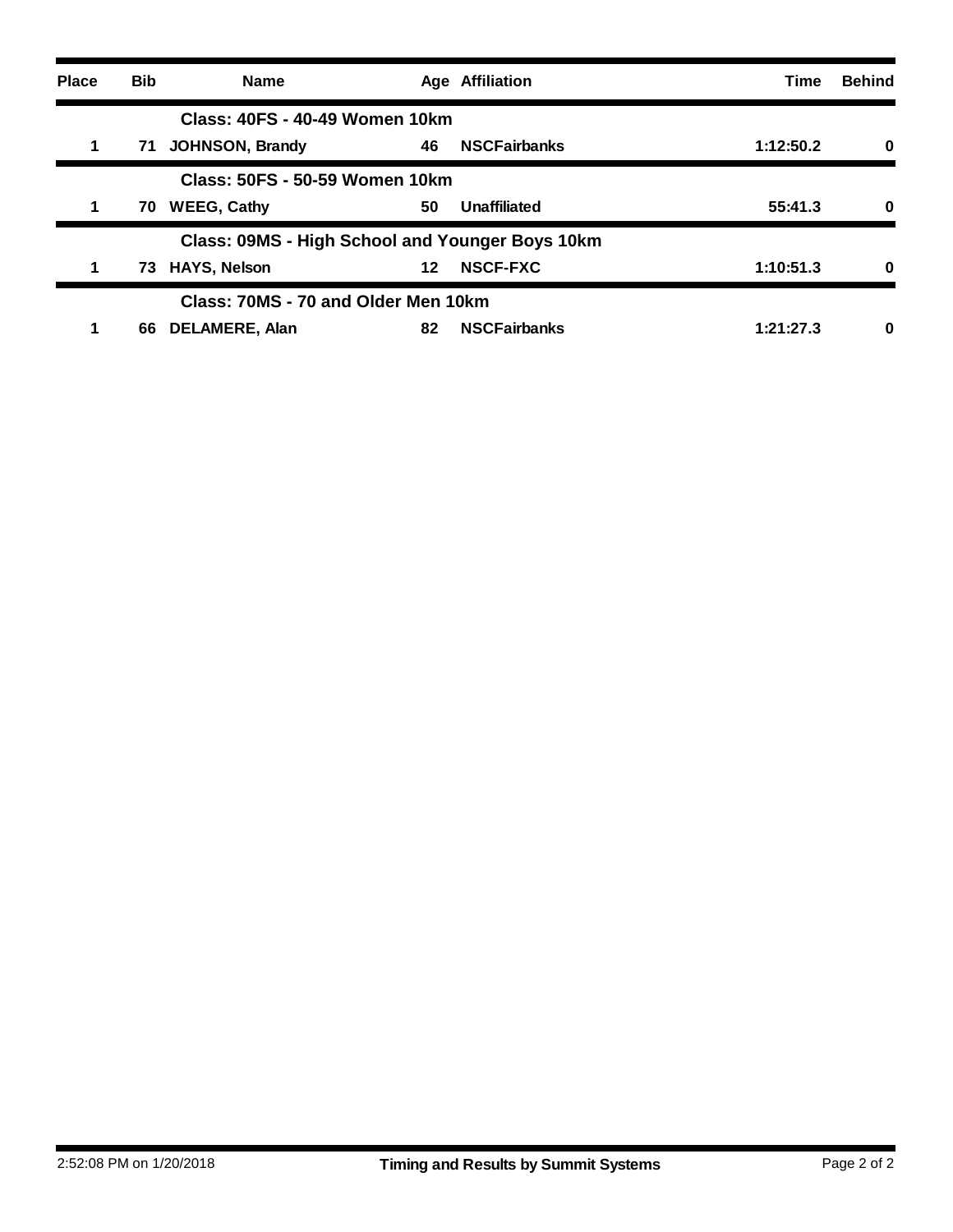| Place | Bib | Name | Age | Affiliation | Time | Behind |
|---|---|---|---|---|---|---|
| | | **Class: 40FS - 40-49 Women 10km** | | | | |
| 1 | 71 | JOHNSON, Brandy | 46 | NSCFairbanks | 1:12:50.2 | 0 |
| | | **Class: 50FS - 50-59 Women 10km** | | | | |
| 1 | 70 | WEEG, Cathy | 50 | Unaffiliated | 55:41.3 | 0 |
| | | **Class: 09MS - High School and Younger Boys 10km** | | | | |
| 1 | 73 | HAYS, Nelson | 12 | NSCF-FXC | 1:10:51.3 | 0 |
| | | **Class: 70MS - 70 and Older Men 10km** | | | | |
| 1 | 66 | DELAMERE, Alan | 82 | NSCFairbanks | 1:21:27.3 | 0 |

2:52:08 PM on 1/20/2018 **Timing and Results by Summit Systems**